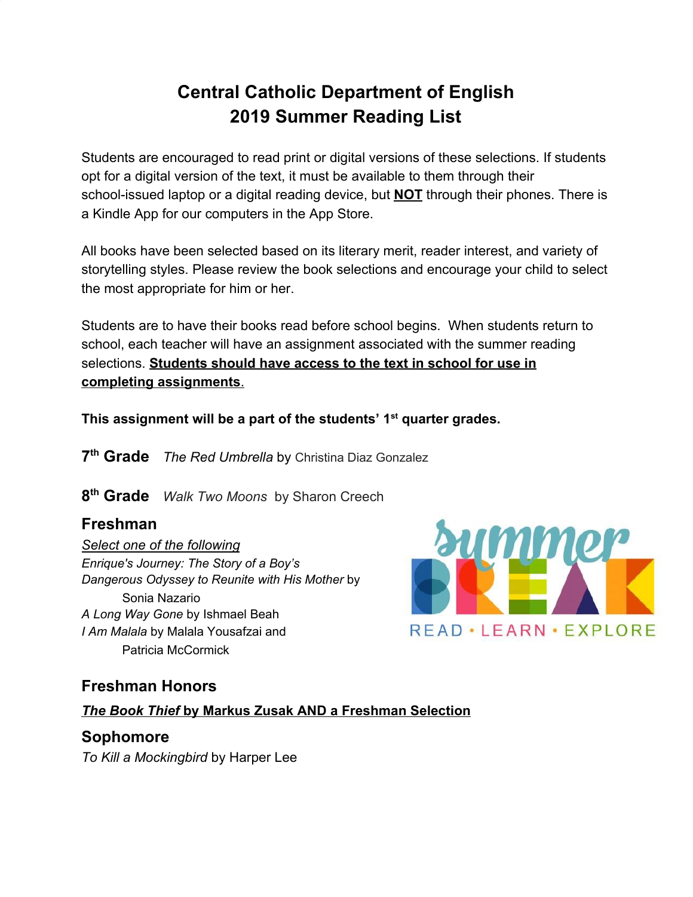# Central Catholic Department of English
# 2019 Summer Reading List

Students are encouraged to read print or digital versions of these selections. If students opt for a digital version of the text, it must be available to them through their school-issued laptop or a digital reading device, but **NOT** through their phones. There is a Kindle App for our computers in the App Store.

All books have been selected based on its literary merit, reader interest, and variety of storytelling styles. Please review the book selections and encourage your child to select the most appropriate for him or her.

Students are to have their books read before school begins. When students return to school, each teacher will have an assignment associated with the summer reading selections. **Students should have access to the text in school for use in completing assignments**.

**This assignment will be a part of the students' 1st quarter grades.**

**7th Grade** *The Red Umbrella* by Christina Diaz Gonzalez

**8th Grade** *Walk Two Moons* by Sharon Creech

## Freshman

*Select one of the following*

- *Enrique's Journey: The Story of a Boy's Dangerous Odyssey to Reunite with His Mother* by Sonia Nazario
- *A Long Way Gone* by Ishmael Beah
- *I Am Malala* by Malala Yousafzai and Patricia McCormick

summer BREAK

READ • LEARN • EXPLORE

## Freshman Honors

***The Book Thief* by Markus Zusak AND a Freshman Selection**

## Sophomore

*To Kill a Mockingbird* by Harper Lee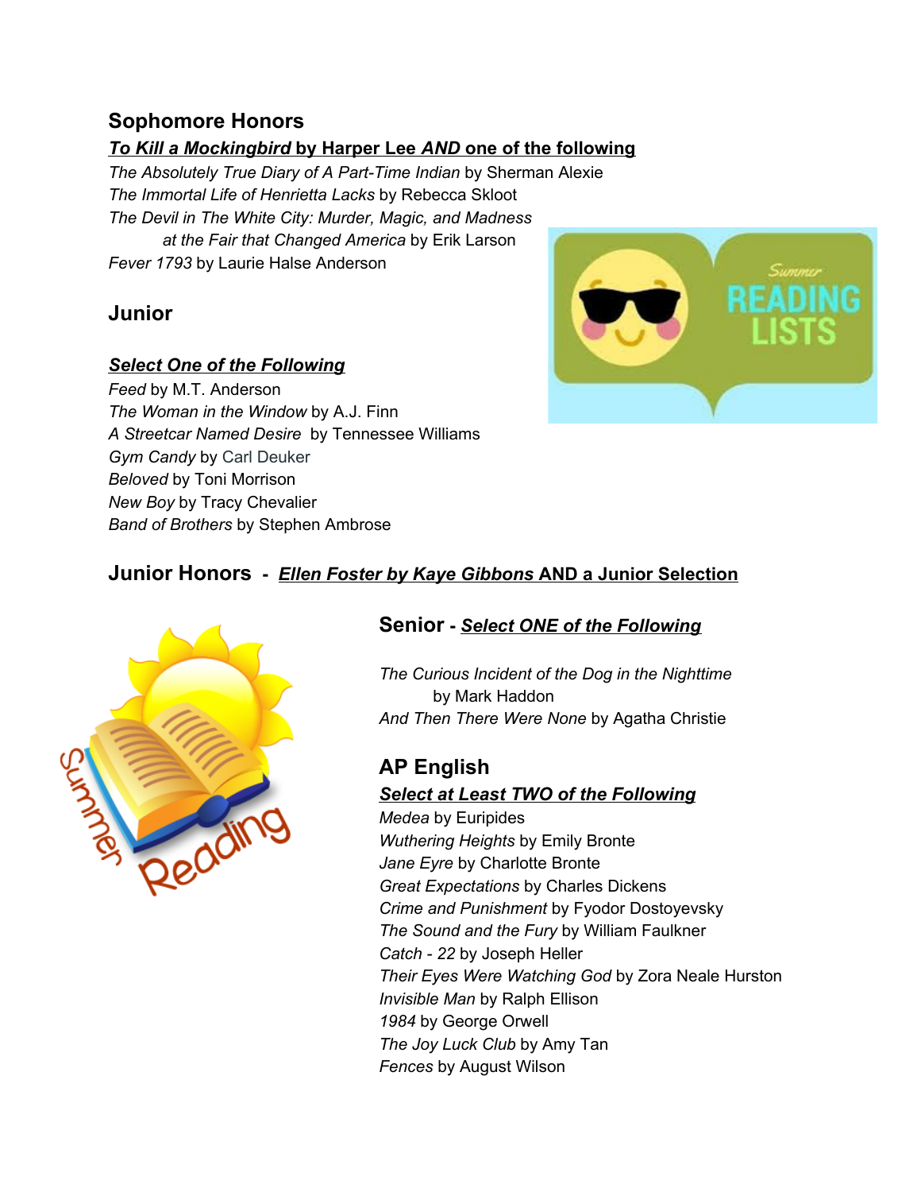## Sophomore Honors

***To Kill a Mockingbird* by Harper Lee *AND* one of the following**

*The Absolutely True Diary of A Part-Time Indian* by Sherman Alexie
*The Immortal Life of Henrietta Lacks* by Rebecca Skloot
*The Devil in The White City: Murder, Magic, and Madness at the Fair that Changed America* by Erik Larson
*Fever 1793* by Laurie Halse Anderson

## Junior

***Select One of the Following***

*Feed* by M.T. Anderson
*The Woman in the Window* by A.J. Finn
*A Streetcar Named Desire* by Tennessee Williams
*Gym Candy* by Carl Deuker
*Beloved* by Toni Morrison
*New Boy* by Tracy Chevalier
*Band of Brothers* by Stephen Ambrose

## Junior Honors - ***Ellen Foster by Kaye Gibbons*** **AND a Junior Selection**

## Senior - ***Select ONE of the Following***

*The Curious Incident of the Dog in the Nighttime* by Mark Haddon
*And Then There Were None* by Agatha Christie

## AP English

***Select at Least TWO of the Following***

*Medea* by Euripides
*Wuthering Heights* by Emily Bronte
*Jane Eyre* by Charlotte Bronte
*Great Expectations* by Charles Dickens
*Crime and Punishment* by Fyodor Dostoyevsky
*The Sound and the Fury* by William Faulkner
*Catch - 22* by Joseph Heller
*Their Eyes Were Watching God* by Zora Neale Hurston
*Invisible Man* by Ralph Ellison
*1984* by George Orwell
*The Joy Luck Club* by Amy Tan
*Fences* by August Wilson